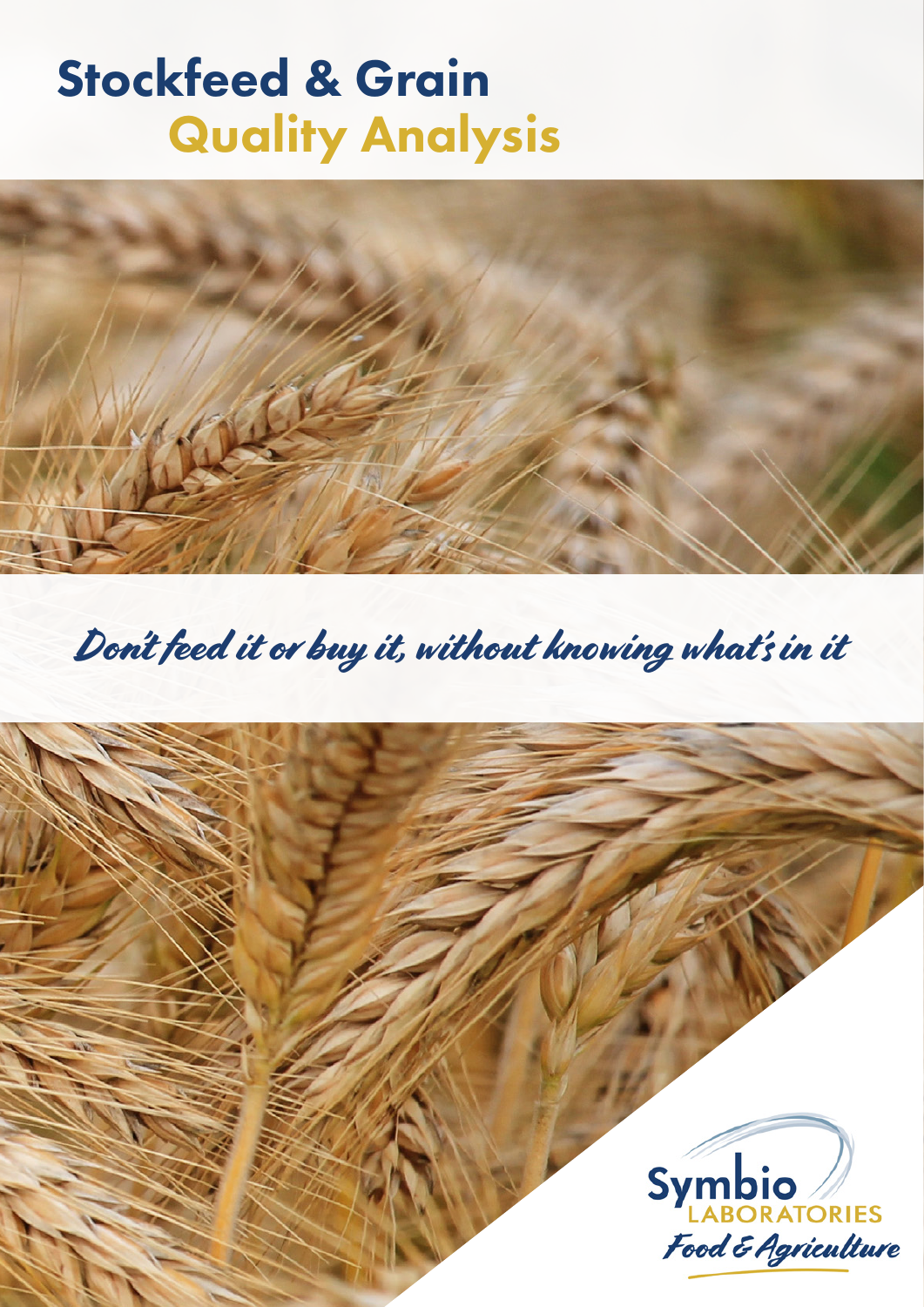# Stockfeed & Grain Quality Analysis

*Don't feed it or buy it, without knowing what's in it*

Symbio LABORATORIES

*Food & Agriculture*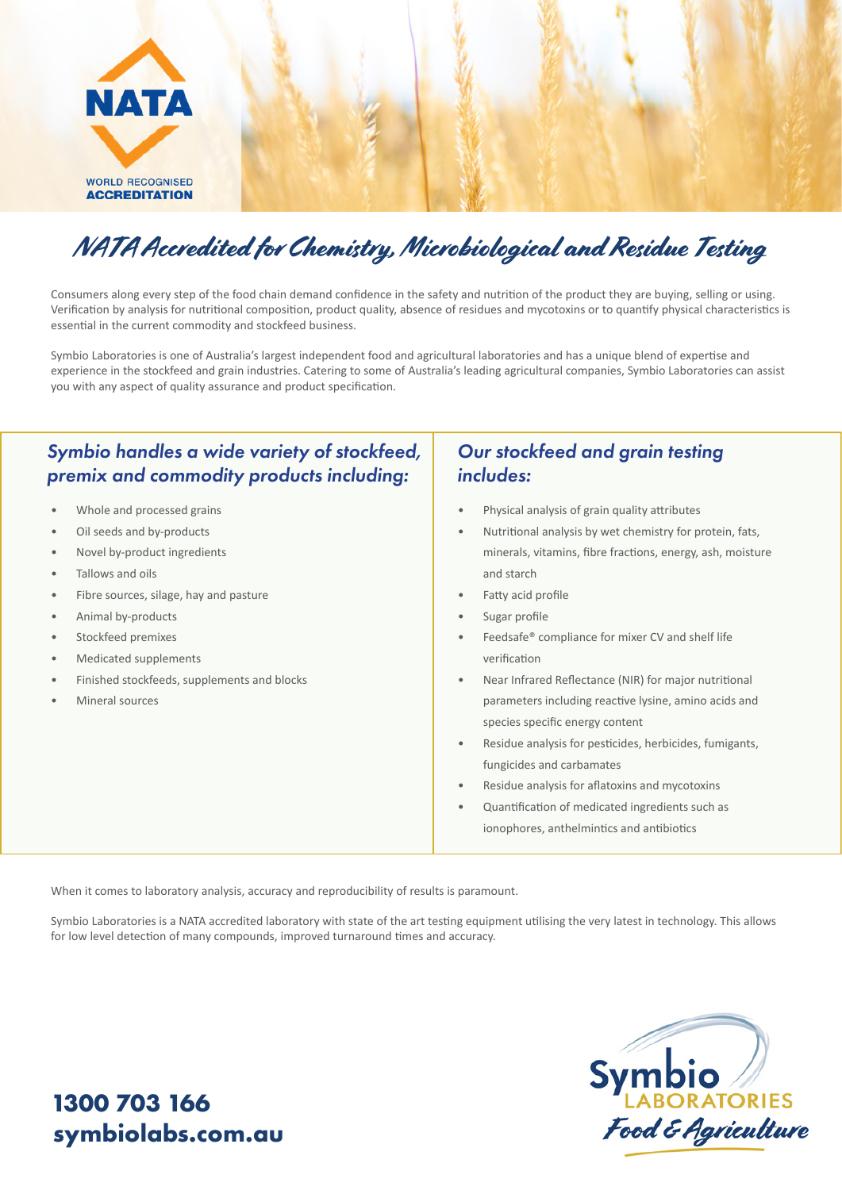NATA

WORLD RECOGNISED ACCREDITATION

# NATA Accredited for Chemistry, Microbiological and Residue Testing

Consumers along every step of the food chain demand confidence in the safety and nutrition of the product they are buying, selling or using. Verification by analysis for nutritional composition, product quality, absence of residues and mycotoxins or to quantify physical characteristics is essential in the current commodity and stockfeed business.

Symbio Laboratories is one of Australia's largest independent food and agricultural laboratories and has a unique blend of expertise and experience in the stockfeed and grain industries. Catering to some of Australia's leading agricultural companies, Symbio Laboratories can assist you with any aspect of quality assurance and product specification.

## *Symbio handles a wide variety of stockfeed, premix and commodity products including:*

- Whole and processed grains
- Oil seeds and by-products
- Novel by-product ingredients
- Tallows and oils
- Fibre sources, silage, hay and pasture
- Animal by-products
- Stockfeed premixes
- Medicated supplements
- Finished stockfeeds, supplements and blocks
- Mineral sources

## *Our stockfeed and grain testing includes:*

- Physical analysis of grain quality attributes
- Nutritional analysis by wet chemistry for protein, fats, minerals, vitamins, fibre fractions, energy, ash, moisture and starch
- Fatty acid profile
- Sugar profile
- Feedsafe® compliance for mixer CV and shelf life verification
- Near Infrared Reflectance (NIR) for major nutritional parameters including reactive lysine, amino acids and species specific energy content
- Residue analysis for pesticides, herbicides, fumigants, fungicides and carbamates
- Residue analysis for aflatoxins and mycotoxins
- Quantification of medicated ingredients such as ionophores, anthelmintics and antibiotics

When it comes to laboratory analysis, accuracy and reproducibility of results is paramount.

Symbio Laboratories is a NATA accredited laboratory with state of the art testing equipment utilising the very latest in technology. This allows for low level detection of many compounds, improved turnaround times and accuracy.

**1300 703 166**
**symbiolabs.com.au**

Symbio LABORATORIES *Food & Agriculture*